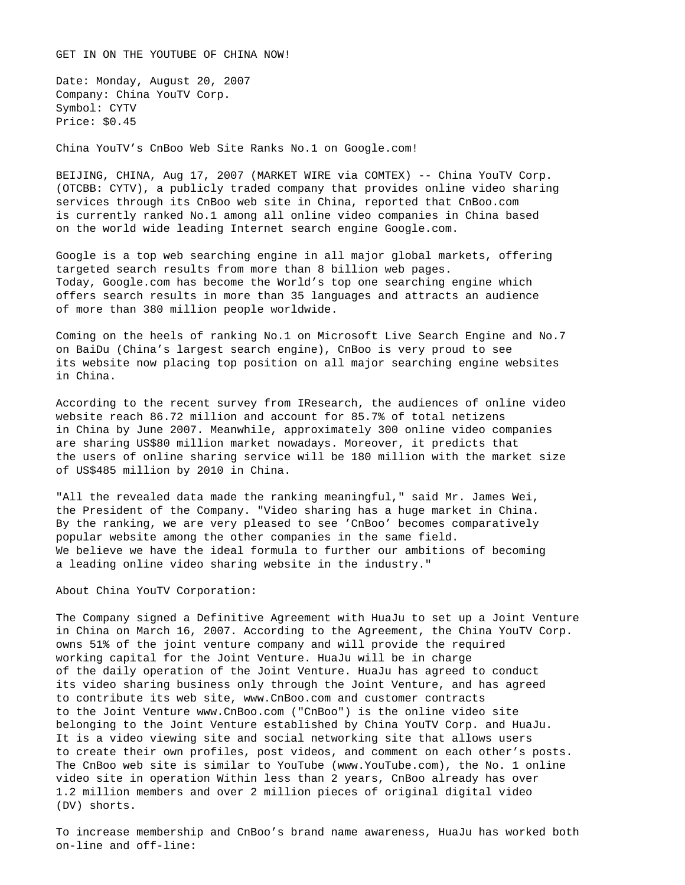GET IN ON THE YOUTUBE OF CHINA NOW!

Date: Monday, August 20, 2007
Company: China YouTV Corp.
Symbol: CYTV
Price: $0.45

China YouTV's CnBoo Web Site Ranks No.1 on Google.com!

BEIJING, CHINA, Aug 17, 2007 (MARKET WIRE via COMTEX) -- China YouTV Corp. (OTCBB: CYTV), a publicly traded company that provides online video sharing services through its CnBoo web site in China, reported that CnBoo.com is currently ranked No.1 among all online video companies in China based on the world wide leading Internet search engine Google.com.

Google is a top web searching engine in all major global markets, offering targeted search results from more than 8 billion web pages. Today, Google.com has become the World's top one searching engine which offers search results in more than 35 languages and attracts an audience of more than 380 million people worldwide.

Coming on the heels of ranking No.1 on Microsoft Live Search Engine and No.7 on BaiDu (China's largest search engine), CnBoo is very proud to see its website now placing top position on all major searching engine websites in China.

According to the recent survey from IResearch, the audiences of online video website reach 86.72 million and account for 85.7% of total netizens in China by June 2007. Meanwhile, approximately 300 online video companies are sharing US$80 million market nowadays. Moreover, it predicts that the users of online sharing service will be 180 million with the market size of US$485 million by 2010 in China.

"All the revealed data made the ranking meaningful," said Mr. James Wei, the President of the Company. "Video sharing has a huge market in China. By the ranking, we are very pleased to see 'CnBoo' becomes comparatively popular website among the other companies in the same field. We believe we have the ideal formula to further our ambitions of becoming a leading online video sharing website in the industry."

About China YouTV Corporation:

The Company signed a Definitive Agreement with HuaJu to set up a Joint Venture in China on March 16, 2007. According to the Agreement, the China YouTV Corp. owns 51% of the joint venture company and will provide the required working capital for the Joint Venture. HuaJu will be in charge of the daily operation of the Joint Venture. HuaJu has agreed to conduct its video sharing business only through the Joint Venture, and has agreed to contribute its web site, www.CnBoo.com and customer contracts to the Joint Venture www.CnBoo.com ("CnBoo") is the online video site belonging to the Joint Venture established by China YouTV Corp. and HuaJu. It is a video viewing site and social networking site that allows users to create their own profiles, post videos, and comment on each other's posts. The CnBoo web site is similar to YouTube (www.YouTube.com), the No. 1 online video site in operation Within less than 2 years, CnBoo already has over 1.2 million members and over 2 million pieces of original digital video (DV) shorts.

To increase membership and CnBoo's brand name awareness, HuaJu has worked both on-line and off-line: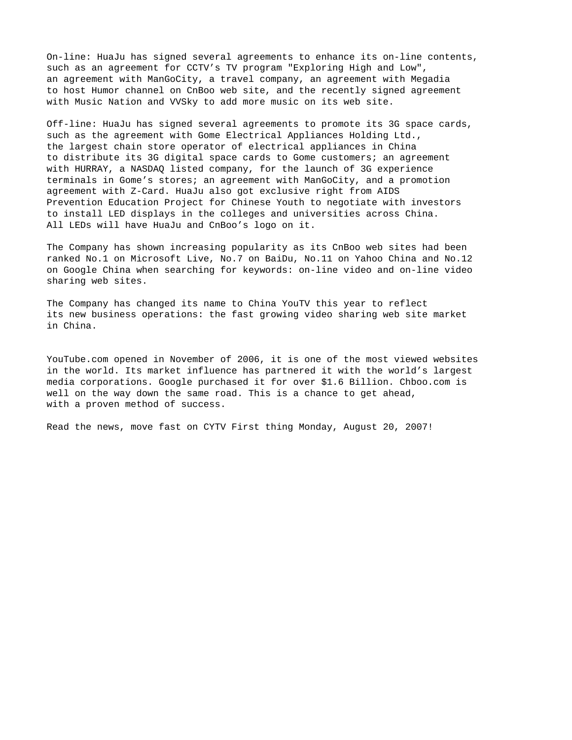On-line: HuaJu has signed several agreements to enhance its on-line contents, such as an agreement for CCTV's TV program "Exploring High and Low", an agreement with ManGoCity, a travel company, an agreement with Megadia to host Humor channel on CnBoo web site, and the recently signed agreement with Music Nation and VVSky to add more music on its web site.

Off-line: HuaJu has signed several agreements to promote its 3G space cards, such as the agreement with Gome Electrical Appliances Holding Ltd., the largest chain store operator of electrical appliances in China to distribute its 3G digital space cards to Gome customers; an agreement with HURRAY, a NASDAQ listed company, for the launch of 3G experience terminals in Gome's stores; an agreement with ManGoCity, and a promotion agreement with Z-Card. HuaJu also got exclusive right from AIDS Prevention Education Project for Chinese Youth to negotiate with investors to install LED displays in the colleges and universities across China. All LEDs will have HuaJu and CnBoo's logo on it.

The Company has shown increasing popularity as its CnBoo web sites had been ranked No.1 on Microsoft Live, No.7 on BaiDu, No.11 on Yahoo China and No.12 on Google China when searching for keywords: on-line video and on-line video sharing web sites.

The Company has changed its name to China YouTV this year to reflect its new business operations: the fast growing video sharing web site market in China.

YouTube.com opened in November of 2006, it is one of the most viewed websites in the world. Its market influence has partnered it with the world's largest media corporations. Google purchased it for over $1.6 Billion. Chboo.com is well on the way down the same road. This is a chance to get ahead, with a proven method of success.

Read the news, move fast on CYTV First thing Monday, August 20, 2007!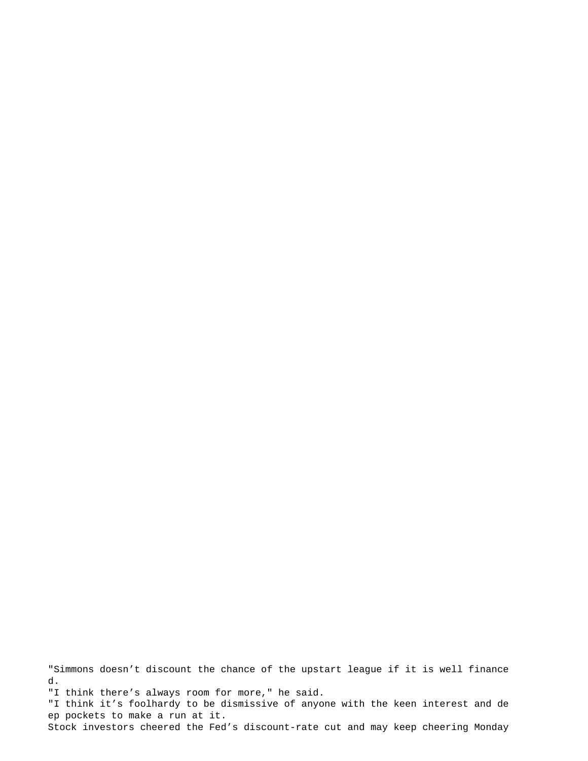"Simmons doesn’t discount the chance of the upstart league if it is well financed.

"I think there’s always room for more," he said.

"I think it’s foolhardy to be dismissive of anyone with the keen interest and deep pockets to make a run at it.

Stock investors cheered the Fed’s discount-rate cut and may keep cheering Monday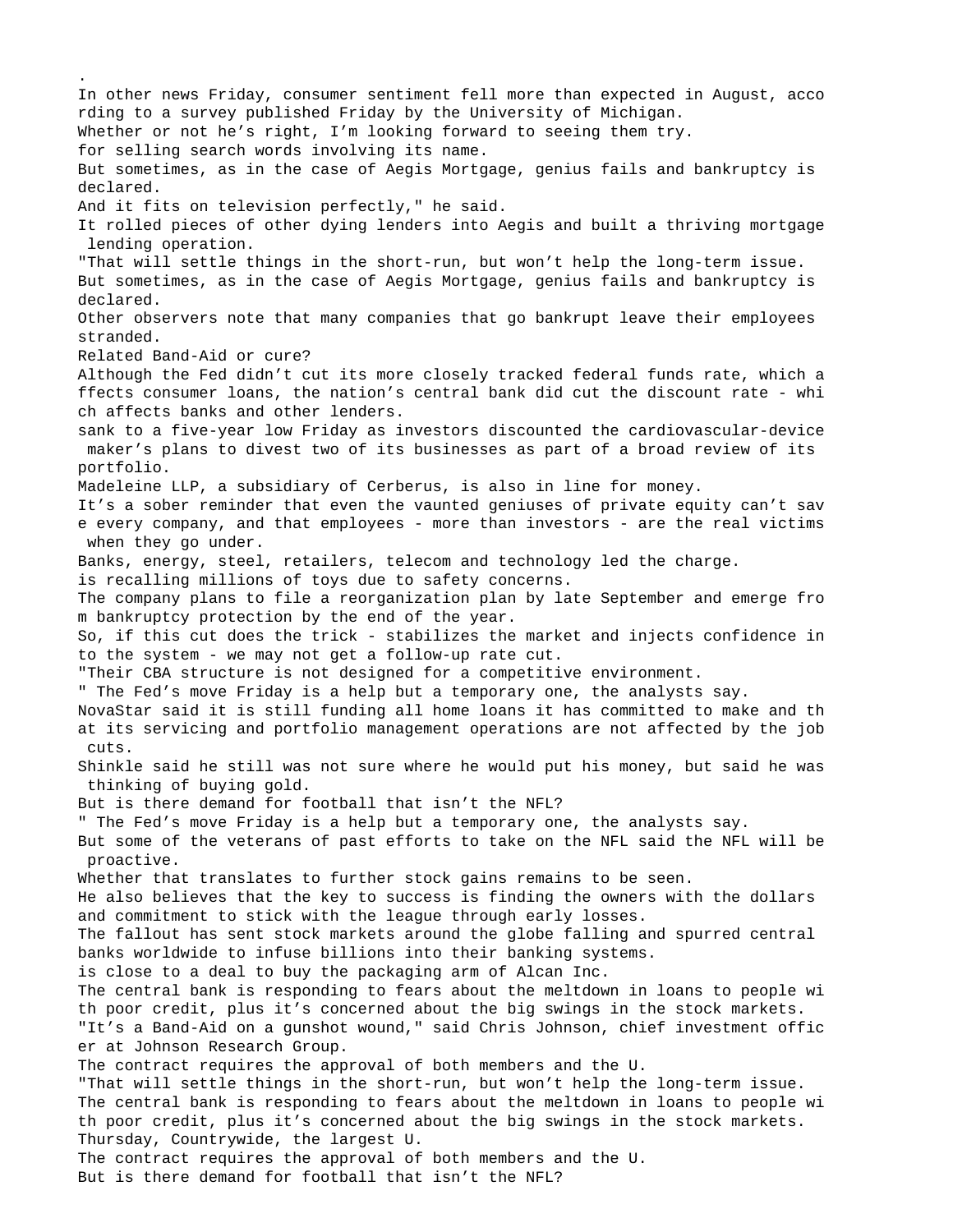.
In other news Friday, consumer sentiment fell more than expected in August, according to a survey published Friday by the University of Michigan.
Whether or not he’s right, I’m looking forward to seeing them try.
for selling search words involving its name.
But sometimes, as in the case of Aegis Mortgage, genius fails and bankruptcy is declared.
And it fits on television perfectly," he said.
It rolled pieces of other dying lenders into Aegis and built a thriving mortgage lending operation.
"That will settle things in the short-run, but won’t help the long-term issue.
But sometimes, as in the case of Aegis Mortgage, genius fails and bankruptcy is declared.
Other observers note that many companies that go bankrupt leave their employees stranded.
Related Band-Aid or cure?
Although the Fed didn’t cut its more closely tracked federal funds rate, which affects consumer loans, the nation’s central bank did cut the discount rate - which affects banks and other lenders.
sank to a five-year low Friday as investors discounted the cardiovascular-device maker’s plans to divest two of its businesses as part of a broad review of its portfolio.
Madeleine LLP, a subsidiary of Cerberus, is also in line for money.
It’s a sober reminder that even the vaunted geniuses of private equity can’t save every company, and that employees - more than investors - are the real victims when they go under.
Banks, energy, steel, retailers, telecom and technology led the charge.
is recalling millions of toys due to safety concerns.
The company plans to file a reorganization plan by late September and emerge from bankruptcy protection by the end of the year.
So, if this cut does the trick - stabilizes the market and injects confidence into the system - we may not get a follow-up rate cut.
"Their CBA structure is not designed for a competitive environment.
" The Fed’s move Friday is a help but a temporary one, the analysts say.
NovaStar said it is still funding all home loans it has committed to make and that its servicing and portfolio management operations are not affected by the job cuts.
Shinkle said he still was not sure where he would put his money, but said he was thinking of buying gold.
But is there demand for football that isn’t the NFL?
" The Fed’s move Friday is a help but a temporary one, the analysts say.
But some of the veterans of past efforts to take on the NFL said the NFL will be proactive.
Whether that translates to further stock gains remains to be seen.
He also believes that the key to success is finding the owners with the dollars and commitment to stick with the league through early losses.
The fallout has sent stock markets around the globe falling and spurred central banks worldwide to infuse billions into their banking systems.
is close to a deal to buy the packaging arm of Alcan Inc.
The central bank is responding to fears about the meltdown in loans to people with poor credit, plus it’s concerned about the big swings in the stock markets.
"It’s a Band-Aid on a gunshot wound," said Chris Johnson, chief investment officer at Johnson Research Group.
The contract requires the approval of both members and the U.
"That will settle things in the short-run, but won’t help the long-term issue.
The central bank is responding to fears about the meltdown in loans to people with poor credit, plus it’s concerned about the big swings in the stock markets.
Thursday, Countrywide, the largest U.
The contract requires the approval of both members and the U.
But is there demand for football that isn’t the NFL?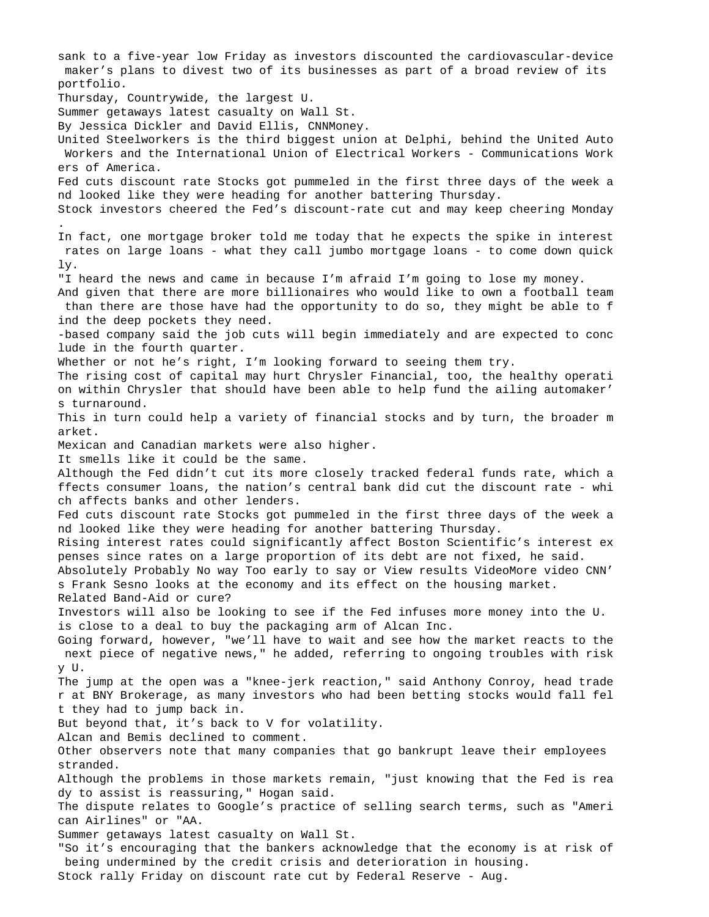sank to a five-year low Friday as investors discounted the cardiovascular-device maker's plans to divest two of its businesses as part of a broad review of its portfolio.
Thursday, Countrywide, the largest U.
Summer getaways latest casualty on Wall St.
By Jessica Dickler and David Ellis, CNNMoney.
United Steelworkers is the third biggest union at Delphi, behind the United Auto Workers and the International Union of Electrical Workers - Communications Workers of America.
Fed cuts discount rate Stocks got pummeled in the first three days of the week and looked like they were heading for another battering Thursday.
Stock investors cheered the Fed's discount-rate cut and may keep cheering Monday.
In fact, one mortgage broker told me today that he expects the spike in interest rates on large loans - what they call jumbo mortgage loans - to come down quickly.
"I heard the news and came in because I'm afraid I'm going to lose my money.
And given that there are more billionaires who would like to own a football team than there are those have had the opportunity to do so, they might be able to find the deep pockets they need.
-based company said the job cuts will begin immediately and are expected to conclude in the fourth quarter.
Whether or not he's right, I'm looking forward to seeing them try.
The rising cost of capital may hurt Chrysler Financial, too, the healthy operation within Chrysler that should have been able to help fund the ailing automaker's turnaround.
This in turn could help a variety of financial stocks and by turn, the broader market.
Mexican and Canadian markets were also higher.
It smells like it could be the same.
Although the Fed didn't cut its more closely tracked federal funds rate, which affects consumer loans, the nation's central bank did cut the discount rate - which affects banks and other lenders.
Fed cuts discount rate Stocks got pummeled in the first three days of the week and looked like they were heading for another battering Thursday.
Rising interest rates could significantly affect Boston Scientific's interest expenses since rates on a large proportion of its debt are not fixed, he said.
Absolutely Probably No way Too early to say or View results VideoMore video CNN's Frank Sesno looks at the economy and its effect on the housing market.
Related Band-Aid or cure?
Investors will also be looking to see if the Fed infuses more money into the U.
is close to a deal to buy the packaging arm of Alcan Inc.
Going forward, however, "we'll have to wait and see how the market reacts to the next piece of negative news," he added, referring to ongoing troubles with risky U.
The jump at the open was a "knee-jerk reaction," said Anthony Conroy, head trader at BNY Brokerage, as many investors who had been betting stocks would fall felt they had to jump back in.
But beyond that, it's back to V for volatility.
Alcan and Bemis declined to comment.
Other observers note that many companies that go bankrupt leave their employees stranded.
Although the problems in those markets remain, "just knowing that the Fed is ready to assist is reassuring," Hogan said.
The dispute relates to Google's practice of selling search terms, such as "American Airlines" or "AA.
Summer getaways latest casualty on Wall St.
"So it's encouraging that the bankers acknowledge that the economy is at risk of being undermined by the credit crisis and deterioration in housing.
Stock rally Friday on discount rate cut by Federal Reserve - Aug.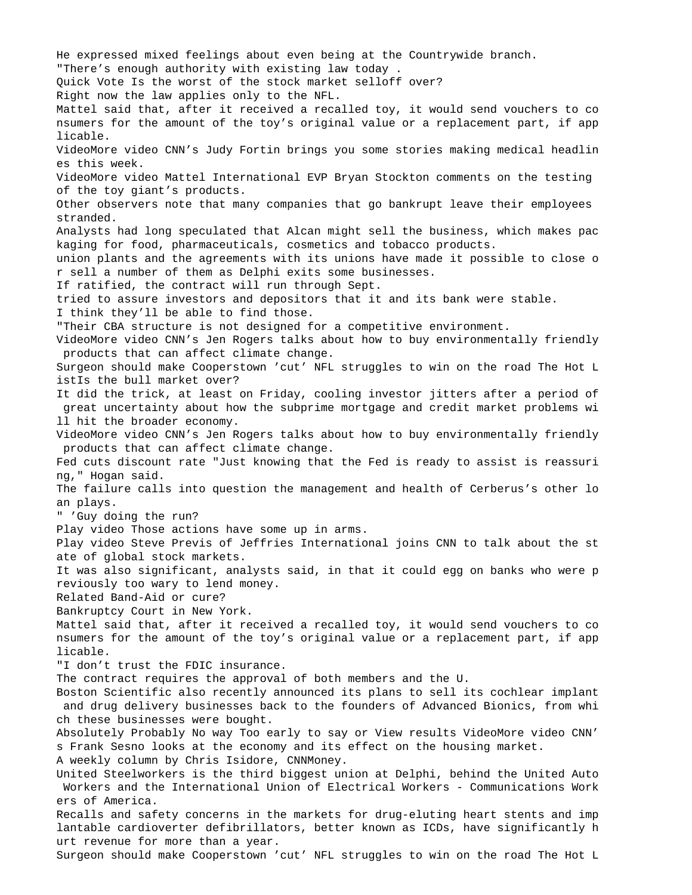He expressed mixed feelings about even being at the Countrywide branch.
"There's enough authority with existing law today .
Quick Vote Is the worst of the stock market selloff over?
Right now the law applies only to the NFL.
Mattel said that, after it received a recalled toy, it would send vouchers to consumers for the amount of the toy's original value or a replacement part, if applicable.
VideoMore video CNN's Judy Fortin brings you some stories making medical headlines this week.
VideoMore video Mattel International EVP Bryan Stockton comments on the testing of the toy giant's products.
Other observers note that many companies that go bankrupt leave their employees stranded.
Analysts had long speculated that Alcan might sell the business, which makes packaging for food, pharmaceuticals, cosmetics and tobacco products.
union plants and the agreements with its unions have made it possible to close or sell a number of them as Delphi exits some businesses.
If ratified, the contract will run through Sept.
tried to assure investors and depositors that it and its bank were stable.
I think they'll be able to find those.
"Their CBA structure is not designed for a competitive environment.
VideoMore video CNN's Jen Rogers talks about how to buy environmentally friendly products that can affect climate change.
Surgeon should make Cooperstown 'cut' NFL struggles to win on the road The Hot ListIs the bull market over?
It did the trick, at least on Friday, cooling investor jitters after a period of great uncertainty about how the subprime mortgage and credit market problems will hit the broader economy.
VideoMore video CNN's Jen Rogers talks about how to buy environmentally friendly products that can affect climate change.
Fed cuts discount rate "Just knowing that the Fed is ready to assist is reassuring," Hogan said.
The failure calls into question the management and health of Cerberus's other loan plays.
" 'Guy doing the run?
Play video Those actions have some up in arms.
Play video Steve Previs of Jeffries International joins CNN to talk about the state of global stock markets.
It was also significant, analysts said, in that it could egg on banks who were previously too wary to lend money.
Related Band-Aid or cure?
Bankruptcy Court in New York.
Mattel said that, after it received a recalled toy, it would send vouchers to consumers for the amount of the toy's original value or a replacement part, if applicable.
"I don't trust the FDIC insurance.
The contract requires the approval of both members and the U.
Boston Scientific also recently announced its plans to sell its cochlear implant and drug delivery businesses back to the founders of Advanced Bionics, from which these businesses were bought.
Absolutely Probably No way Too early to say or View results VideoMore video CNN's Frank Sesno looks at the economy and its effect on the housing market.
A weekly column by Chris Isidore, CNNMoney.
United Steelworkers is the third biggest union at Delphi, behind the United Auto Workers and the International Union of Electrical Workers - Communications Workers of America.
Recalls and safety concerns in the markets for drug-eluting heart stents and implantable cardioverter defibrillators, better known as ICDs, have significantly hurt revenue for more than a year.
Surgeon should make Cooperstown 'cut' NFL struggles to win on the road The Hot L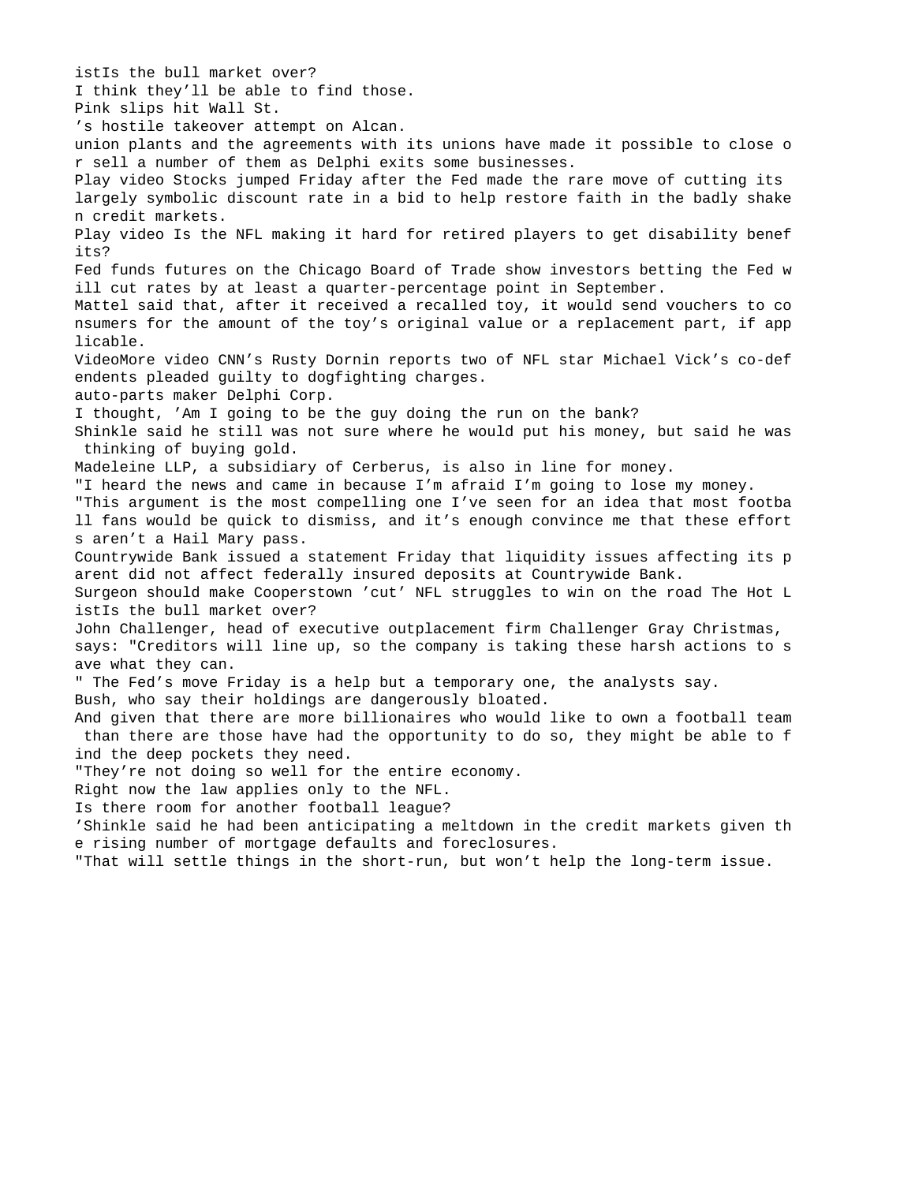istIs the bull market over?
I think they’ll be able to find those.
Pink slips hit Wall St.
’s hostile takeover attempt on Alcan.
union plants and the agreements with its unions have made it possible to close or sell a number of them as Delphi exits some businesses.
Play video Stocks jumped Friday after the Fed made the rare move of cutting its largely symbolic discount rate in a bid to help restore faith in the badly shaken credit markets.
Play video Is the NFL making it hard for retired players to get disability benefits?
Fed funds futures on the Chicago Board of Trade show investors betting the Fed will cut rates by at least a quarter-percentage point in September.
Mattel said that, after it received a recalled toy, it would send vouchers to consumers for the amount of the toy’s original value or a replacement part, if applicable.
VideoMore video CNN’s Rusty Dornin reports two of NFL star Michael Vick’s co-defendents pleaded guilty to dogfighting charges.
auto-parts maker Delphi Corp.
I thought, ’Am I going to be the guy doing the run on the bank?
Shinkle said he still was not sure where he would put his money, but said he was thinking of buying gold.
Madeleine LLP, a subsidiary of Cerberus, is also in line for money.
"I heard the news and came in because I’m afraid I’m going to lose my money.
"This argument is the most compelling one I’ve seen for an idea that most football fans would be quick to dismiss, and it’s enough convince me that these efforts aren’t a Hail Mary pass.
Countrywide Bank issued a statement Friday that liquidity issues affecting its parent did not affect federally insured deposits at Countrywide Bank.
Surgeon should make Cooperstown ’cut’ NFL struggles to win on the road The Hot ListIs the bull market over?
John Challenger, head of executive outplacement firm Challenger Gray Christmas, says: "Creditors will line up, so the company is taking these harsh actions to save what they can.
" The Fed’s move Friday is a help but a temporary one, the analysts say.
Bush, who say their holdings are dangerously bloated.
And given that there are more billionaires who would like to own a football team than there are those have had the opportunity to do so, they might be able to find the deep pockets they need.
"They’re not doing so well for the entire economy.
Right now the law applies only to the NFL.
Is there room for another football league?
’Shinkle said he had been anticipating a meltdown in the credit markets given the rising number of mortgage defaults and foreclosures.
"That will settle things in the short-run, but won’t help the long-term issue.